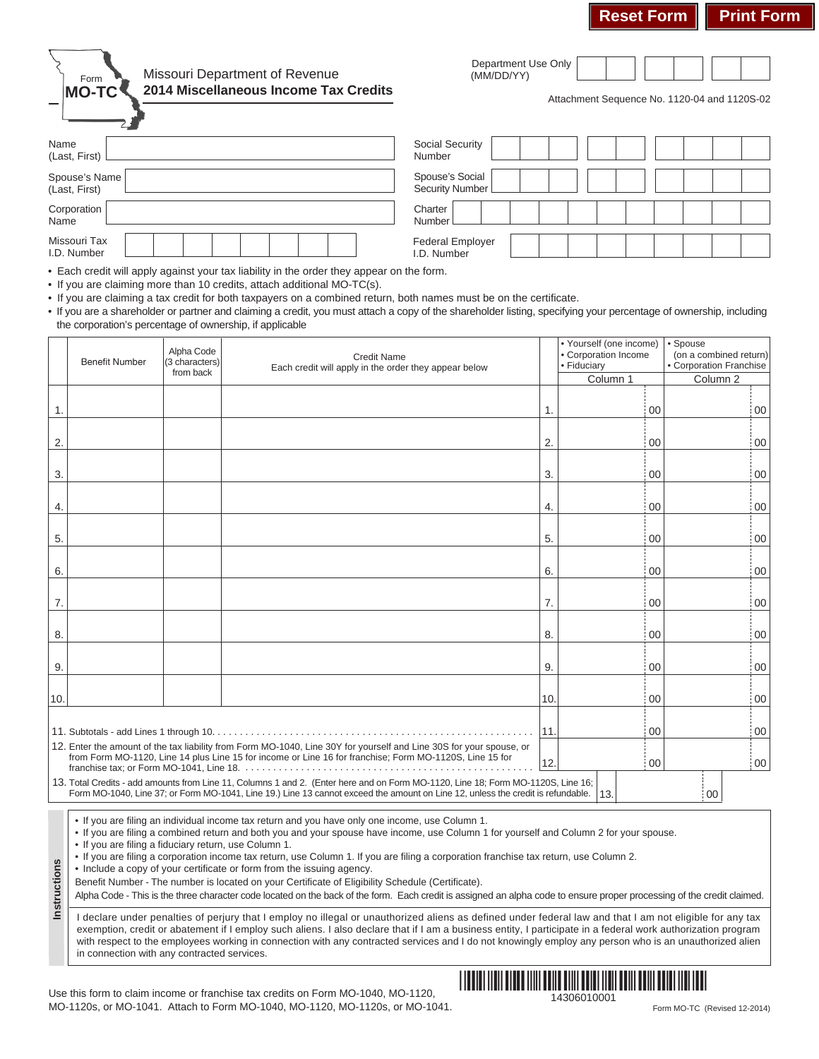Reset Form | Print Form

Form **MO-TC**

Missouri Department of Revenue
**2014 Miscellaneous Income Tax Credits**

Department Use Only (MM/DD/YY)

Attachment Sequence No. 1120-04 and 1120S-02

| | | | |
|---|---|---|---|
| Name (Last, First) | | Social Security Number | |
| Spouse's Name (Last, First) | | Spouse's Social Security Number | |
| Corporation Name | | Charter Number | |
| Missouri Tax I.D. Number | | Federal Employer I.D. Number | |

- Each credit will apply against your tax liability in the order they appear on the form.
- If you are claiming more than 10 credits, attach additional MO-TC(s).
- If you are claiming a tax credit for both taxpayers on a combined return, both names must be on the certificate.
- If you are a shareholder or partner and claiming a credit, you must attach a copy of the shareholder listing, specifying your percentage of ownership, including the corporation's percentage of ownership, if applicable

| | Benefit Number | Alpha Code (3 characters) from back | Credit Name Each credit will apply in the order they appear below | | • Yourself (one income) • Corporation Income • Fiduciary Column 1 | • Spouse (on a combined return) • Corporation Franchise Column 2 |
|---|---|---|---|---|---|---|
| 1. | | | | 1. | 00 | 00 |
| 2. | | | | 2. | 00 | 00 |
| 3. | | | | 3. | 00 | 00 |
| 4. | | | | 4. | 00 | 00 |
| 5. | | | | 5. | 00 | 00 |
| 6. | | | | 6. | 00 | 00 |
| 7. | | | | 7. | 00 | 00 |
| 8. | | | | 8. | 00 | 00 |
| 9. | | | | 9. | 00 | 00 |
| 10. | | | | 10. | 00 | 00 |

| | | | |
|---|---|---|---|
| 11. Subtotals - add Lines 1 through 10. | 11. | 00 | 00 |
| 12. Enter the amount of the tax liability from Form MO-1040, Line 30Y for yourself and Line 30S for your spouse, or from Form MO-1120, Line 14 plus Line 15 for income or Line 16 for franchise; Form MO-1120S, Line 15 for franchise tax; or Form MO-1041, Line 18. | 12. | 00 | 00 |
| 13. Total Credits - add amounts from Line 11, Columns 1 and 2. (Enter here and on Form MO-1120, Line 18; Form MO-1120S, Line 16; Form MO-1040, Line 37; or Form MO-1041, Line 19.) Line 13 cannot exceed the amount on Line 12, unless the credit is refundable. | 13. | 00 | |

**Instructions**

- If you are filing an individual income tax return and you have only one income, use Column 1.
- If you are filing a combined return and both you and your spouse have income, use Column 1 for yourself and Column 2 for your spouse.
- If you are filing a fiduciary return, use Column 1.
- If you are filing a corporation income tax return, use Column 1. If you are filing a corporation franchise tax return, use Column 2.
- Include a copy of your certificate or form from the issuing agency.

Benefit Number - The number is located on your Certificate of Eligibility Schedule (Certificate).

Alpha Code - This is the three character code located on the back of the form. Each credit is assigned an alpha code to ensure proper processing of the credit claimed.

I declare under penalties of perjury that I employ no illegal or unauthorized aliens as defined under federal law and that I am not eligible for any tax exemption, credit or abatement if I employ such aliens. I also declare that if I am a business entity, I participate in a federal work authorization program with respect to the employees working in connection with any contracted services and I do not knowingly employ any person who is an unauthorized alien in connection with any contracted services.

Use this form to claim income or franchise tax credits on Form MO-1040, MO-1120, MO-1120s, or MO-1041. Attach to Form MO-1040, MO-1120, MO-1120s, or MO-1041.

14306010001

Form MO-TC (Revised 12-2014)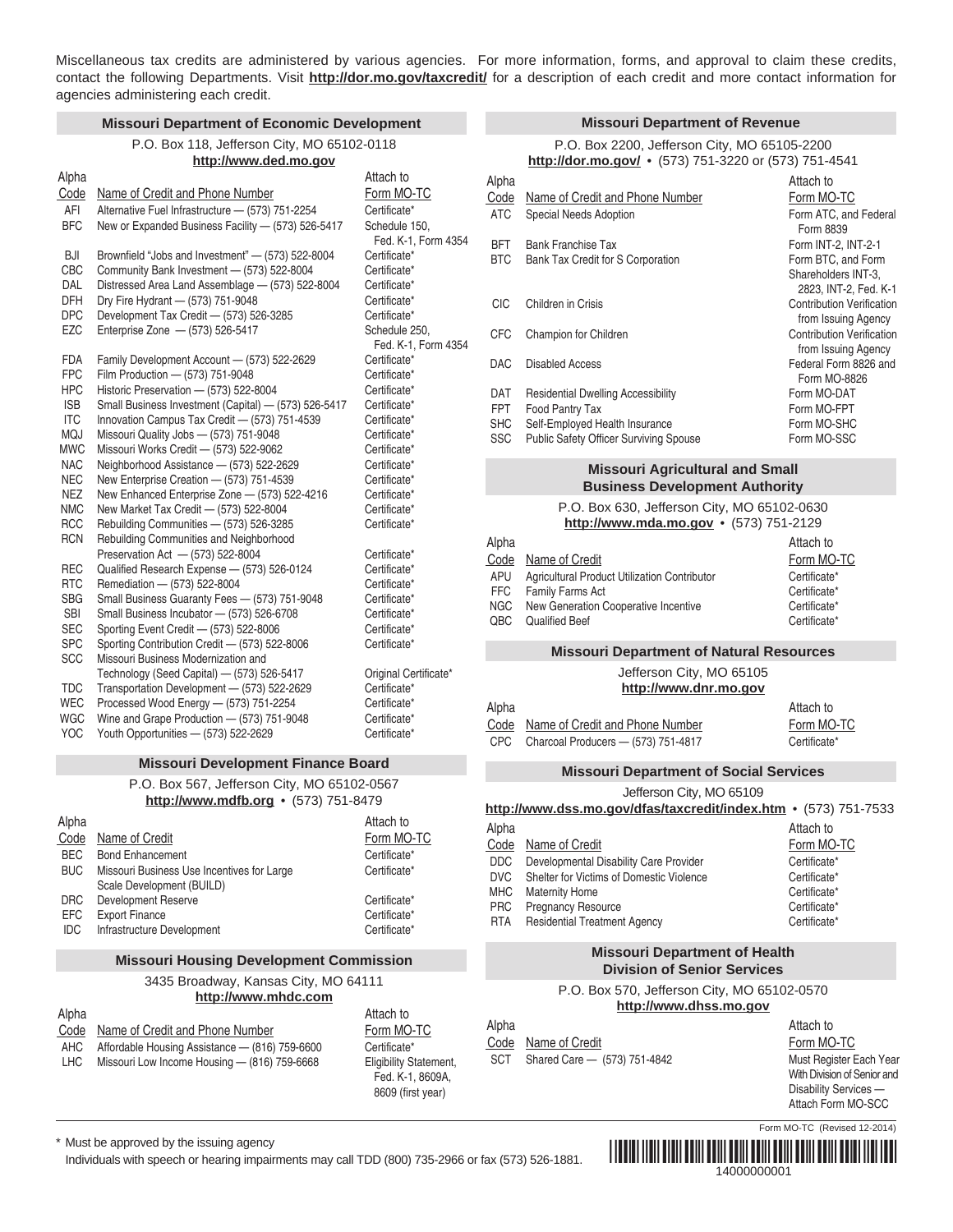Miscellaneous tax credits are administered by various agencies. For more information, forms, and approval to claim these credits, contact the following Departments. Visit **http://dor.mo.gov/taxcredit/** for a description of each credit and more contact information for agencies administering each credit.

## Missouri Department of Economic Development

P.O. Box 118, Jefferson City, MO 65102-0118
**http://www.ded.mo.gov**

| Alpha Code | Name of Credit and Phone Number | Attach to Form MO-TC |
|---|---|---|
| AFI | Alternative Fuel Infrastructure — (573) 751-2254 | Certificate* |
| BFC | New or Expanded Business Facility — (573) 526-5417 | Schedule 150, Fed. K-1, Form 4354 |
| BJI | Brownfield "Jobs and Investment" — (573) 522-8004 | Certificate* |
| CBC | Community Bank Investment — (573) 522-8004 | Certificate* |
| DAL | Distressed Area Land Assemblage — (573) 522-8004 | Certificate* |
| DFH | Dry Fire Hydrant — (573) 751-9048 | Certificate* |
| DPC | Development Tax Credit — (573) 526-3285 | Certificate* |
| EZC | Enterprise Zone — (573) 526-5417 | Schedule 250, Fed. K-1, Form 4354 |
| FDA | Family Development Account — (573) 522-2629 | Certificate* |
| FPC | Film Production — (573) 751-9048 | Certificate* |
| HPC | Historic Preservation — (573) 522-8004 | Certificate* |
| ISB | Small Business Investment (Capital) — (573) 526-5417 | Certificate* |
| ITC | Innovation Campus Tax Credit — (573) 751-4539 | Certificate* |
| MQJ | Missouri Quality Jobs — (573) 751-9048 | Certificate* |
| MWC | Missouri Works Credit — (573) 522-9062 | Certificate* |
| NAC | Neighborhood Assistance — (573) 522-2629 | Certificate* |
| NEC | New Enterprise Creation — (573) 751-4539 | Certificate* |
| NEZ | New Enhanced Enterprise Zone — (573) 522-4216 | Certificate* |
| NMC | New Market Tax Credit — (573) 522-8004 | Certificate* |
| RCC | Rebuilding Communities — (573) 526-3285 | Certificate* |
| RCN | Rebuilding Communities and Neighborhood Preservation Act — (573) 522-8004 | Certificate* |
| REC | Qualified Research Expense — (573) 526-0124 | Certificate* |
| RTC | Remediation — (573) 522-8004 | Certificate* |
| SBG | Small Business Guaranty Fees — (573) 751-9048 | Certificate* |
| SBI | Small Business Incubator — (573) 526-6708 | Certificate* |
| SEC | Sporting Event Credit — (573) 522-8006 | Certificate* |
| SPC | Sporting Contribution Credit — (573) 522-8006 | Certificate* |
| SCC | Missouri Business Modernization and Technology (Seed Capital) — (573) 526-5417 | Original Certificate* |
| TDC | Transportation Development — (573) 522-2629 | Certificate* |
| WEC | Processed Wood Energy — (573) 751-2254 | Certificate* |
| WGC | Wine and Grape Production — (573) 751-9048 | Certificate* |
| YOC | Youth Opportunities — (573) 522-2629 | Certificate* |

## Missouri Development Finance Board

P.O. Box 567, Jefferson City, MO 65102-0567
**http://www.mdfb.org** • (573) 751-8479

| Alpha Code | Name of Credit | Attach to Form MO-TC |
|---|---|---|
| BEC | Bond Enhancement | Certificate* |
| BUC | Missouri Business Use Incentives for Large Scale Development (BUILD) | Certificate* |
| DRC | Development Reserve | Certificate* |
| EFC | Export Finance | Certificate* |
| IDC | Infrastructure Development | Certificate* |

## Missouri Housing Development Commission

3435 Broadway, Kansas City, MO 64111
**http://www.mhdc.com**

| Alpha Code | Name of Credit and Phone Number | Attach to Form MO-TC |
|---|---|---|
| AHC | Affordable Housing Assistance — (816) 759-6600 | Certificate* |
| LHC | Missouri Low Income Housing — (816) 759-6668 | Eligibility Statement, Fed. K-1, 8609A, 8609 (first year) |

## Missouri Department of Revenue

P.O. Box 2200, Jefferson City, MO 65105-2200
**http://dor.mo.gov/** • (573) 751-3220 or (573) 751-4541

| Alpha Code | Name of Credit and Phone Number | Attach to Form MO-TC |
|---|---|---|
| ATC | Special Needs Adoption | Form ATC, and Federal Form 8839 |
| BFT | Bank Franchise Tax | Form INT-2, INT-2-1 |
| BTC | Bank Tax Credit for S Corporation | Form BTC, and Form Shareholders INT-3, 2823, INT-2, Fed. K-1 |
| CIC | Children in Crisis | Contribution Verification from Issuing Agency |
| CFC | Champion for Children | Contribution Verification from Issuing Agency |
| DAC | Disabled Access | Federal Form 8826 and Form MO-8826 |
| DAT | Residential Dwelling Accessibility | Form MO-DAT |
| FPT | Food Pantry Tax | Form MO-FPT |
| SHC | Self-Employed Health Insurance | Form MO-SHC |
| SSC | Public Safety Officer Surviving Spouse | Form MO-SSC |

## Missouri Agricultural and Small Business Development Authority

P.O. Box 630, Jefferson City, MO 65102-0630
**http://www.mda.mo.gov** • (573) 751-2129

| Alpha Code | Name of Credit | Attach to Form MO-TC |
|---|---|---|
| APU | Agricultural Product Utilization Contributor | Certificate* |
| FFC | Family Farms Act | Certificate* |
| NGC | New Generation Cooperative Incentive | Certificate* |
| QBC | Qualified Beef | Certificate* |

## Missouri Department of Natural Resources

Jefferson City, MO 65105
**http://www.dnr.mo.gov**

| Alpha Code | Name of Credit and Phone Number | Attach to Form MO-TC |
|---|---|---|
| CPC | Charcoal Producers — (573) 751-4817 | Certificate* |

## Missouri Department of Social Services

Jefferson City, MO 65109
**http://www.dss.mo.gov/dfas/taxcredit/index.htm** • (573) 751-7533

| Alpha Code | Name of Credit | Attach to Form MO-TC |
|---|---|---|
| DDC | Developmental Disability Care Provider | Certificate* |
| DVC | Shelter for Victims of Domestic Violence | Certificate* |
| MHC | Maternity Home | Certificate* |
| PRC | Pregnancy Resource | Certificate* |
| RTA | Residential Treatment Agency | Certificate* |

## Missouri Department of Health Division of Senior Services

P.O. Box 570, Jefferson City, MO 65102-0570
**http://www.dhss.mo.gov**

| Alpha Code | Name of Credit | Attach to Form MO-TC |
|---|---|---|
| SCT | Shared Care — (573) 751-4842 | Must Register Each Year With Division of Senior and Disability Services — Attach Form MO-SCC |

\* Must be approved by the issuing agency

Individuals with speech or hearing impairments may call TDD (800) 735-2966 or fax (573) 526-1881.

Form MO-TC (Revised 12-2014)

14000000001